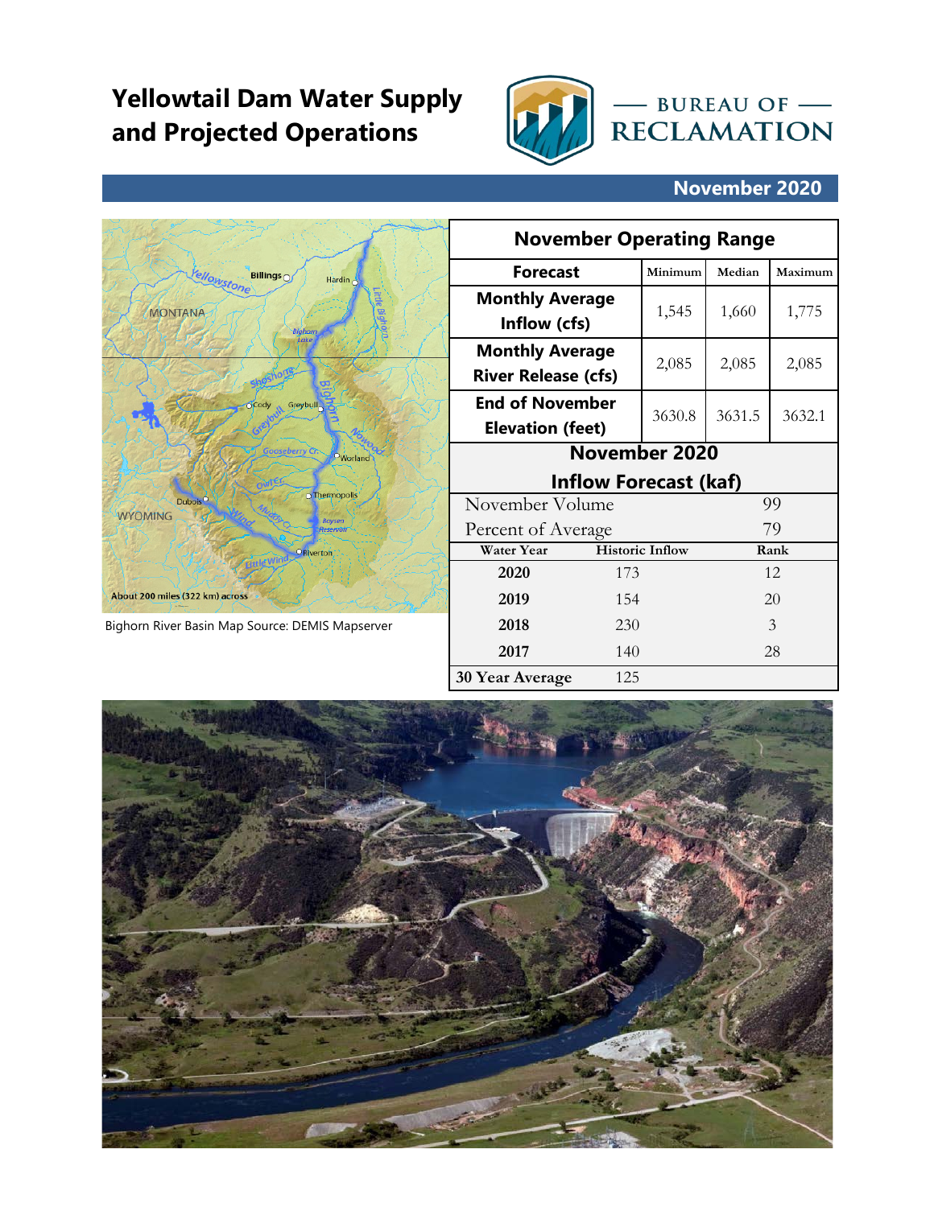# Yellowtail Dam Water Supply and Projected Operations

BUREAU OF RECLAMATION

**November 2020**

Bighorn River Basin Map Source: DEMIS Mapserver

| November Operating Range | | | |
|---|---|---|---|
| **Forecast** | Minimum | Median | Maximum |
| **Monthly Average Inflow (cfs)** | 1,545 | 1,660 | 1,775 |
| **Monthly Average River Release (cfs)** | 2,085 | 2,085 | 2,085 |
| **End of November Elevation (feet)** | 3630.8 | 3631.5 | 3632.1 |

| November 2020 Inflow Forecast (kaf) | | |
|---|---|---|
| November Volume | | 99 |
| Percent of Average | | 79 |
| **Water Year** | **Historic Inflow** | **Rank** |
| **2020** | 173 | 12 |
| **2019** | 154 | 20 |
| **2018** | 230 | 3 |
| **2017** | 140 | 28 |
| **30 Year Average** | 125 | |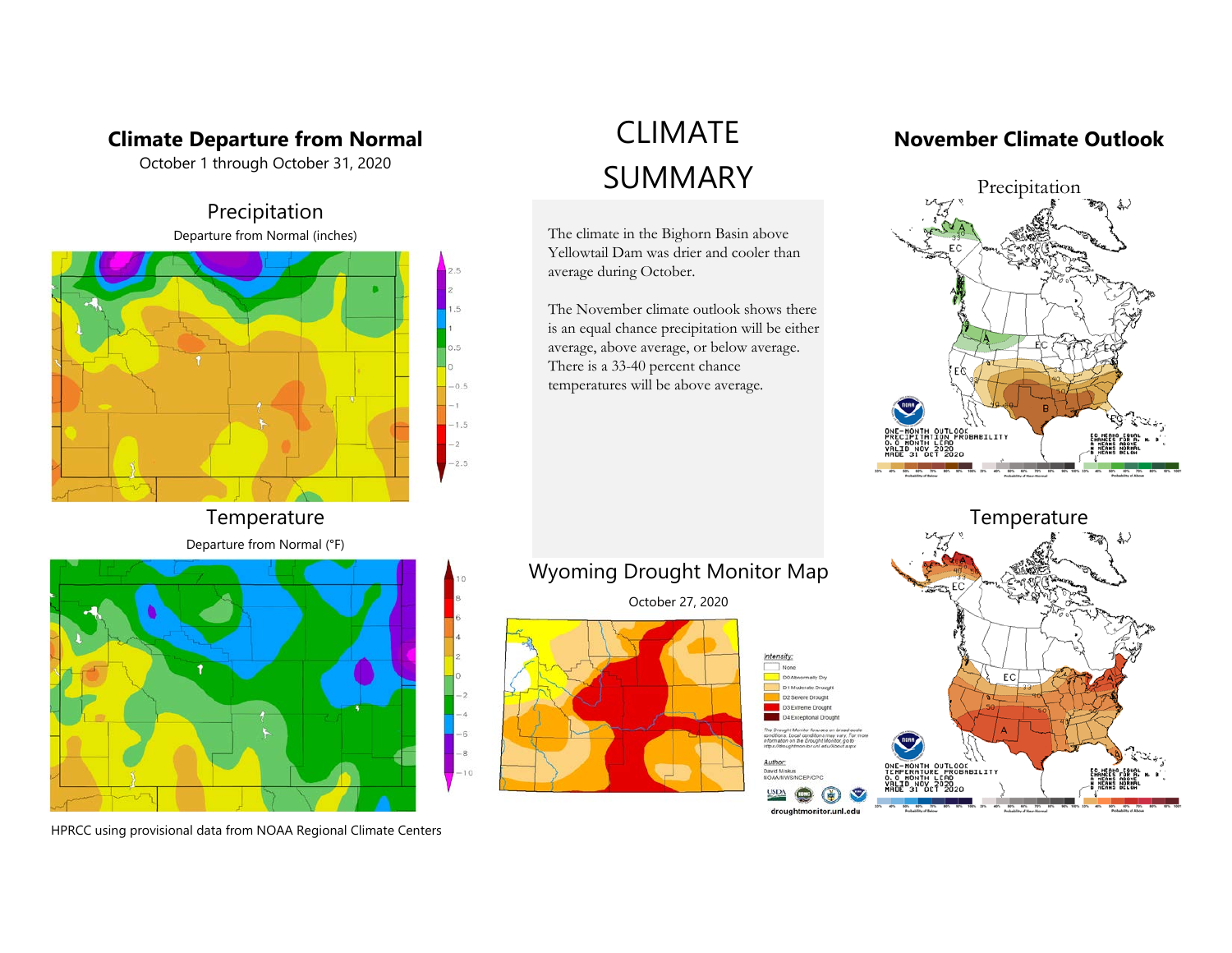## Climate Departure from Normal

October 1 through October 31, 2020

### Precipitation

Departure from Normal (inches)

2.5
2
1.5
1
0.5
0
−0.5
−1
−1.5
−2
−2.5

### Temperature

Departure from Normal (°F)

10
8
6
4
2
0
−2
−4
−6
−8
−10

HPRCC using provisional data from NOAA Regional Climate Centers

# CLIMATE SUMMARY

The climate in the Bighorn Basin above Yellowtail Dam was drier and cooler than average during October.

The November climate outlook shows there is an equal chance precipitation will be either average, above average, or below average. There is a 33-40 percent chance temperatures will be above average.

## Wyoming Drought Monitor Map

October 27, 2020

Intensity:
None
D0 Abnormally Dry
D1 Moderate Drought
D2 Severe Drought
D3 Extreme Drought
D4 Exceptional Drought

The Drought Monitor focuses on broad-scale conditions. Local conditions may vary. For more information on the Drought Monitor, go to https://droughtmonitor.unl.edu/About.aspx

Author:
David Miskus
NOAA/NWS/NCEP/CPC

droughtmonitor.unl.edu

## November Climate Outlook

### Precipitation

ONE-MONTH OUTLOOK
PRECIPITATION PROBABILITY
0.0 MONTH LEAD
VALID NOV 2020
MADE 31 OCT 2020

EC MEANS EQUAL CHANCES FOR A, N, B
A MEANS ABOVE
N MEANS NORMAL
B MEANS BELOW

### Temperature

ONE-MONTH OUTLOOK
TEMPERATURE PROBABILITY
0.0 MONTH LEAD
VALID NOV 2020
MADE 31 OCT 2020

EC MEANS EQUAL CHANCES FOR A, N, B
A MEANS ABOVE
N MEANS NORMAL
B MEANS BELOW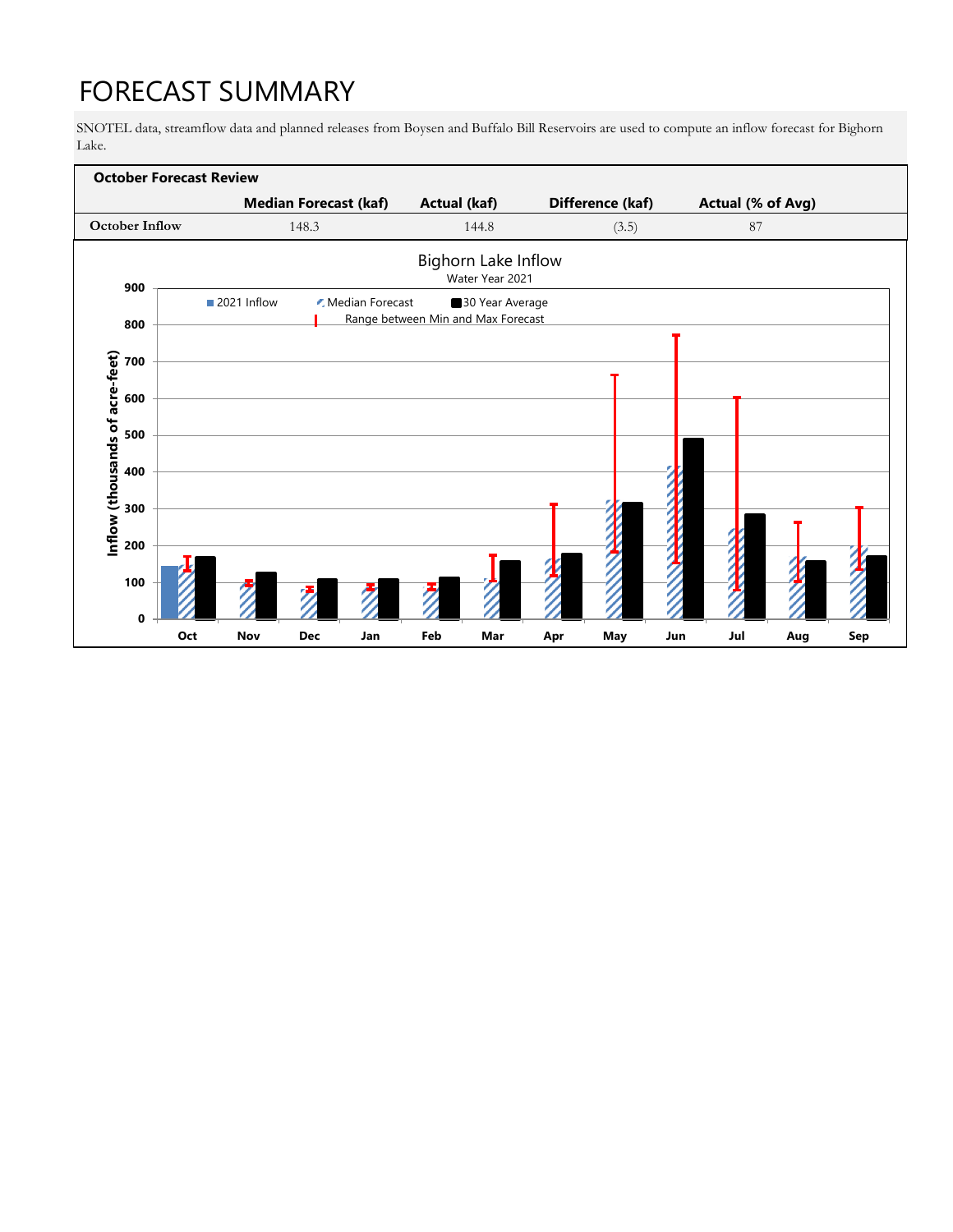# FORECAST SUMMARY

SNOTEL data, streamflow data and planned releases from Boysen and Buffalo Bill Reservoirs are used to compute an inflow forecast for Bighorn Lake.

**October Forecast Review**

| | Median Forecast (kaf) | Actual (kaf) | Difference (kaf) | Actual (% of Avg) |
|---|---|---|---|---|
| October Inflow | 148.3 | 144.8 | (3.5) | 87 |

Bighorn Lake Inflow

Water Year 2021

2021 Inflow

Median Forecast

30 Year Average

Range between Min and Max Forecast

Inflow (thousands of acre-feet)

900
800
700
600
500
400
300
200
100
0

Oct Nov Dec Jan Feb Mar Apr May Jun Jul Aug Sep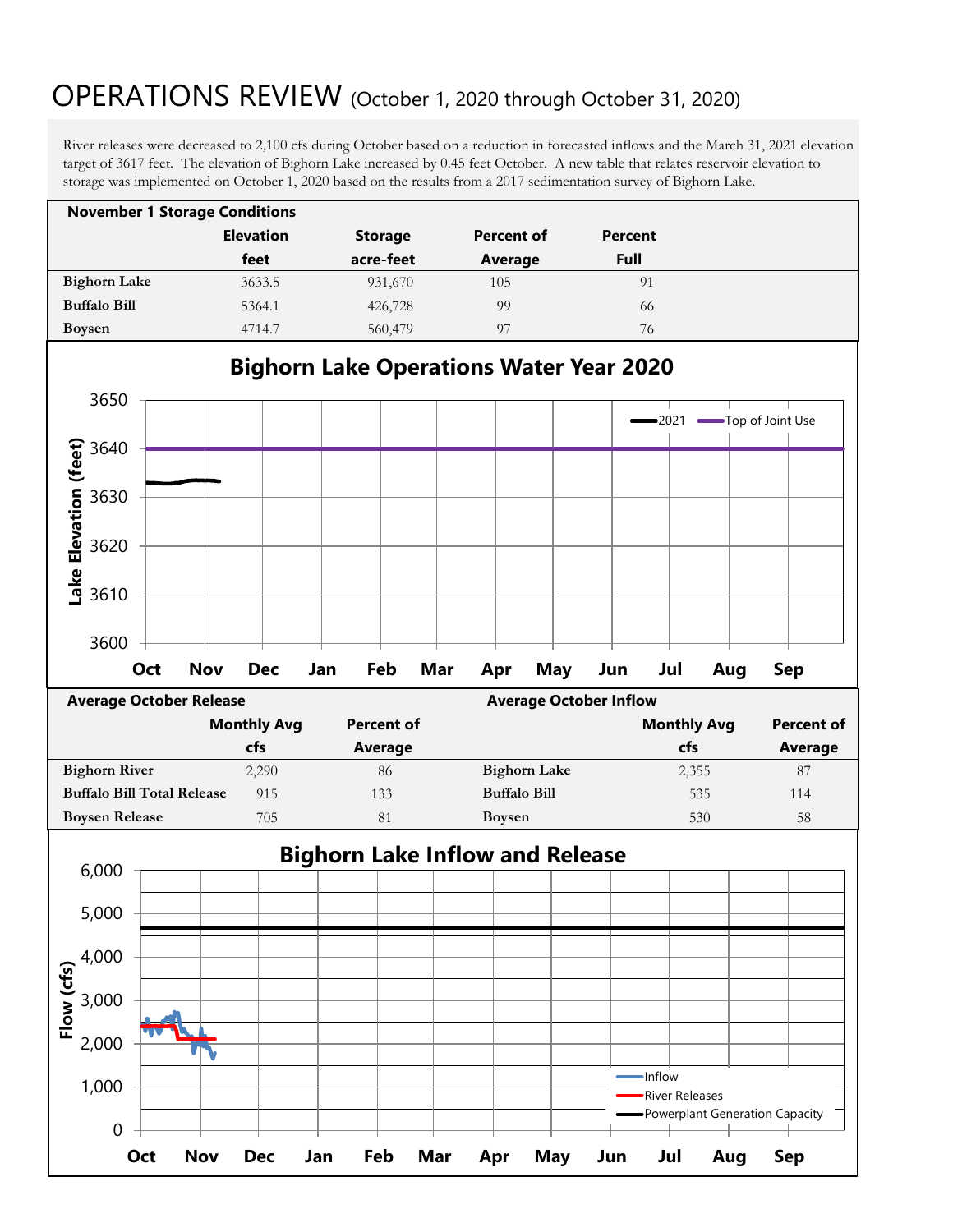# OPERATIONS REVIEW (October 1, 2020 through October 31, 2020)

River releases were decreased to 2,100 cfs during October based on a reduction in forecasted inflows and the March 31, 2021 elevation target of 3617 feet. The elevation of Bighorn Lake increased by 0.45 feet October. A new table that relates reservoir elevation to storage was implemented on October 1, 2020 based on the results from a 2017 sedimentation survey of Bighorn Lake.

**November 1 Storage Conditions**

| | Elevation feet | Storage acre-feet | Percent of Average | Percent Full |
|---|---|---|---|---|
| Bighorn Lake | 3633.5 | 931,670 | 105 | 91 |
| Buffalo Bill | 5364.1 | 426,728 | 99 | 66 |
| Boysen | 4714.7 | 560,479 | 97 | 76 |

**Bighorn Lake Operations Water Year 2020**

Lake Elevation (feet)

3650
3640
3630
3620
3610
3600

Oct Nov Dec Jan Feb Mar Apr May Jun Jul Aug Sep

2021
Top of Joint Use

**Average October Release**

| | Monthly Avg cfs | Percent of Average |
|---|---|---|
| Bighorn River | 2,290 | 86 |
| Buffalo Bill Total Release | 915 | 133 |
| Boysen Release | 705 | 81 |

**Average October Inflow**

| | Monthly Avg cfs | Percent of Average |
|---|---|---|
| Bighorn Lake | 2,355 | 87 |
| Buffalo Bill | 535 | 114 |
| Boysen | 530 | 58 |

**Bighorn Lake Inflow and Release**

Flow (cfs)

6,000
5,000
4,000
3,000
2,000
1,000
0

Oct Nov Dec Jan Feb Mar Apr May Jun Jul Aug Sep

Inflow
River Releases
Powerplant Generation Capacity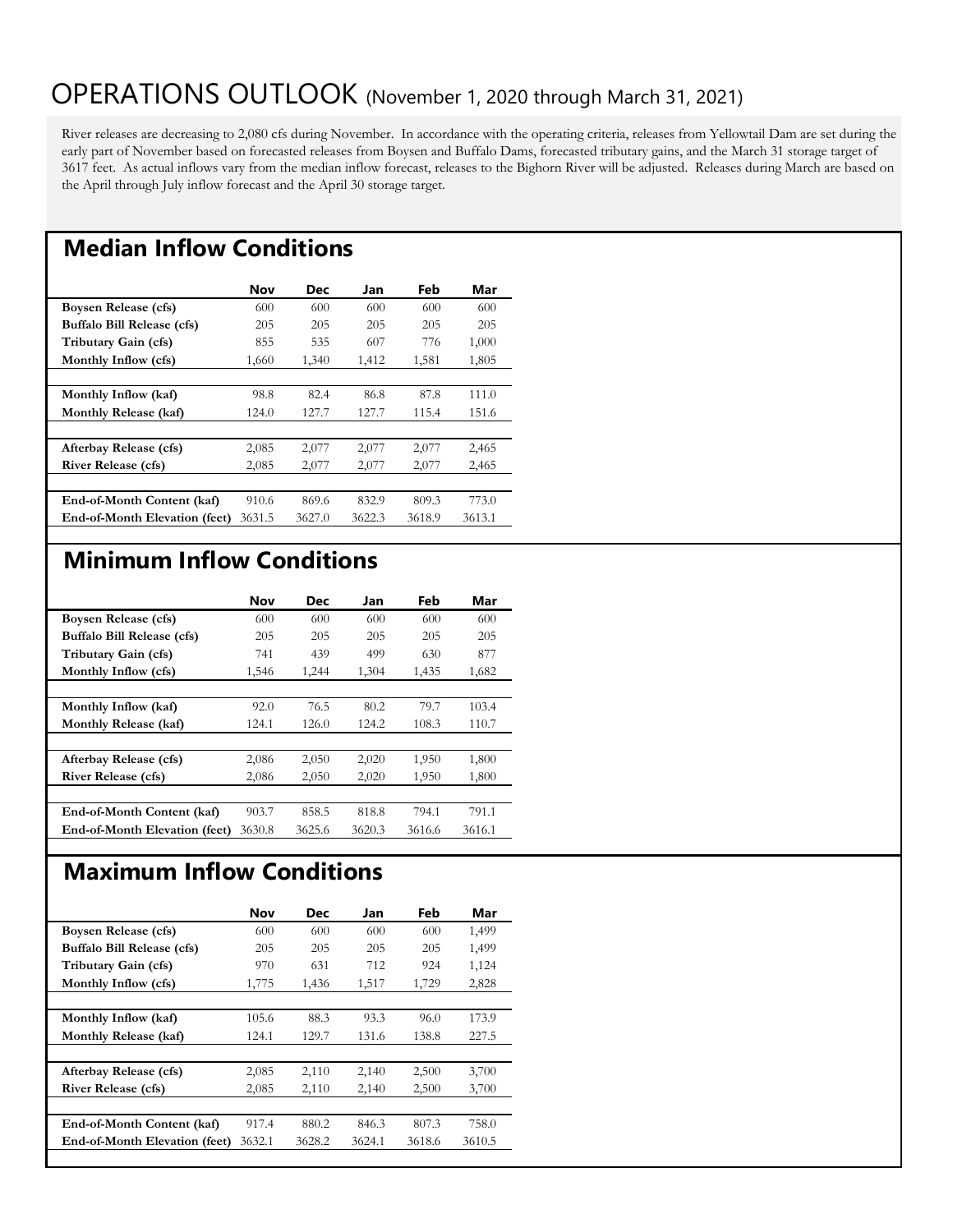# OPERATIONS OUTLOOK (November 1, 2020 through March 31, 2021)

River releases are decreasing to 2,080 cfs during November. In accordance with the operating criteria, releases from Yellowtail Dam are set during the early part of November based on forecasted releases from Boysen and Buffalo Dams, forecasted tributary gains, and the March 31 storage target of 3617 feet. As actual inflows vary from the median inflow forecast, releases to the Bighorn River will be adjusted. Releases during March are based on the April through July inflow forecast and the April 30 storage target.

## Median Inflow Conditions

| | Nov | Dec | Jan | Feb | Mar |
|---|---|---|---|---|---|
| **Boysen Release (cfs)** | 600 | 600 | 600 | 600 | 600 |
| **Buffalo Bill Release (cfs)** | 205 | 205 | 205 | 205 | 205 |
| **Tributary Gain (cfs)** | 855 | 535 | 607 | 776 | 1,000 |
| **Monthly Inflow (cfs)** | 1,660 | 1,340 | 1,412 | 1,581 | 1,805 |
| | | | | | |
| **Monthly Inflow (kaf)** | 98.8 | 82.4 | 86.8 | 87.8 | 111.0 |
| **Monthly Release (kaf)** | 124.0 | 127.7 | 127.7 | 115.4 | 151.6 |
| | | | | | |
| **Afterbay Release (cfs)** | 2,085 | 2,077 | 2,077 | 2,077 | 2,465 |
| **River Release (cfs)** | 2,085 | 2,077 | 2,077 | 2,077 | 2,465 |
| | | | | | |
| **End-of-Month Content (kaf)** | 910.6 | 869.6 | 832.9 | 809.3 | 773.0 |
| **End-of-Month Elevation (feet)** | 3631.5 | 3627.0 | 3622.3 | 3618.9 | 3613.1 |

## Minimum Inflow Conditions

| | Nov | Dec | Jan | Feb | Mar |
|---|---|---|---|---|---|
| **Boysen Release (cfs)** | 600 | 600 | 600 | 600 | 600 |
| **Buffalo Bill Release (cfs)** | 205 | 205 | 205 | 205 | 205 |
| **Tributary Gain (cfs)** | 741 | 439 | 499 | 630 | 877 |
| **Monthly Inflow (cfs)** | 1,546 | 1,244 | 1,304 | 1,435 | 1,682 |
| | | | | | |
| **Monthly Inflow (kaf)** | 92.0 | 76.5 | 80.2 | 79.7 | 103.4 |
| **Monthly Release (kaf)** | 124.1 | 126.0 | 124.2 | 108.3 | 110.7 |
| | | | | | |
| **Afterbay Release (cfs)** | 2,086 | 2,050 | 2,020 | 1,950 | 1,800 |
| **River Release (cfs)** | 2,086 | 2,050 | 2,020 | 1,950 | 1,800 |
| | | | | | |
| **End-of-Month Content (kaf)** | 903.7 | 858.5 | 818.8 | 794.1 | 791.1 |
| **End-of-Month Elevation (feet)** | 3630.8 | 3625.6 | 3620.3 | 3616.6 | 3616.1 |

## Maximum Inflow Conditions

| | Nov | Dec | Jan | Feb | Mar |
|---|---|---|---|---|---|
| **Boysen Release (cfs)** | 600 | 600 | 600 | 600 | 1,499 |
| **Buffalo Bill Release (cfs)** | 205 | 205 | 205 | 205 | 1,499 |
| **Tributary Gain (cfs)** | 970 | 631 | 712 | 924 | 1,124 |
| **Monthly Inflow (cfs)** | 1,775 | 1,436 | 1,517 | 1,729 | 2,828 |
| | | | | | |
| **Monthly Inflow (kaf)** | 105.6 | 88.3 | 93.3 | 96.0 | 173.9 |
| **Monthly Release (kaf)** | 124.1 | 129.7 | 131.6 | 138.8 | 227.5 |
| | | | | | |
| **Afterbay Release (cfs)** | 2,085 | 2,110 | 2,140 | 2,500 | 3,700 |
| **River Release (cfs)** | 2,085 | 2,110 | 2,140 | 2,500 | 3,700 |
| | | | | | |
| **End-of-Month Content (kaf)** | 917.4 | 880.2 | 846.3 | 807.3 | 758.0 |
| **End-of-Month Elevation (feet)** | 3632.1 | 3628.2 | 3624.1 | 3618.6 | 3610.5 |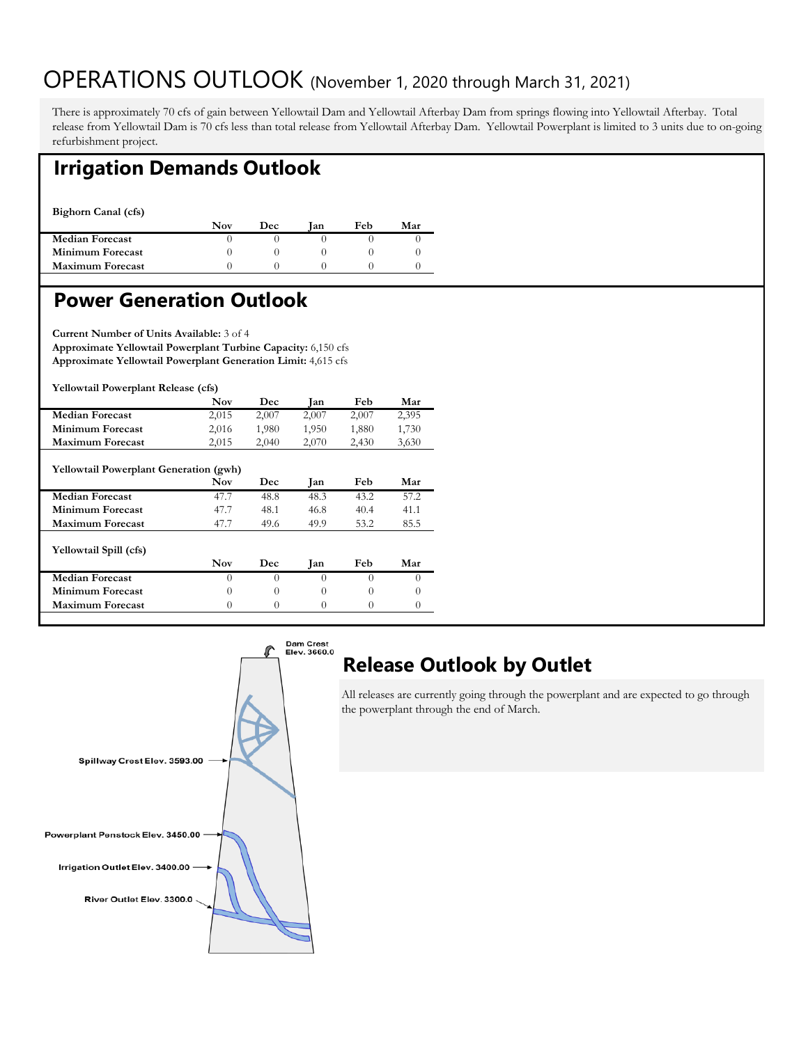# OPERATIONS OUTLOOK (November 1, 2020 through March 31, 2021)

There is approximately 70 cfs of gain between Yellowtail Dam and Yellowtail Afterbay Dam from springs flowing into Yellowtail Afterbay. Total release from Yellowtail Dam is 70 cfs less than total release from Yellowtail Afterbay Dam. Yellowtail Powerplant is limited to 3 units due to on-going refurbishment project.

## Irrigation Demands Outlook

**Bighorn Canal (cfs)**

| | Nov | Dec | Jan | Feb | Mar |
|---|---|---|---|---|---|
| **Median Forecast** | 0 | 0 | 0 | 0 | 0 |
| **Minimum Forecast** | 0 | 0 | 0 | 0 | 0 |
| **Maximum Forecast** | 0 | 0 | 0 | 0 | 0 |

## Power Generation Outlook

**Current Number of Units Available:** 3 of 4
**Approximate Yellowtail Powerplant Turbine Capacity:** 6,150 cfs
**Approximate Yellowtail Powerplant Generation Limit:** 4,615 cfs

**Yellowtail Powerplant Release (cfs)**

| | Nov | Dec | Jan | Feb | Mar |
|---|---|---|---|---|---|
| **Median Forecast** | 2,015 | 2,007 | 2,007 | 2,007 | 2,395 |
| **Minimum Forecast** | 2,016 | 1,980 | 1,950 | 1,880 | 1,730 |
| **Maximum Forecast** | 2,015 | 2,040 | 2,070 | 2,430 | 3,630 |

**Yellowtail Powerplant Generation (gwh)**

| | Nov | Dec | Jan | Feb | Mar |
|---|---|---|---|---|---|
| **Median Forecast** | 47.7 | 48.8 | 48.3 | 43.2 | 57.2 |
| **Minimum Forecast** | 47.7 | 48.1 | 46.8 | 40.4 | 41.1 |
| **Maximum Forecast** | 47.7 | 49.6 | 49.9 | 53.2 | 85.5 |

**Yellowtail Spill (cfs)**

| | Nov | Dec | Jan | Feb | Mar |
|---|---|---|---|---|---|
| **Median Forecast** | 0 | 0 | 0 | 0 | 0 |
| **Minimum Forecast** | 0 | 0 | 0 | 0 | 0 |
| **Maximum Forecast** | 0 | 0 | 0 | 0 | 0 |

Dam Crest Elev. 3660.0
Spillway Crest Elev. 3593.00
Powerplant Penstock Elev. 3450.00
Irrigation Outlet Elev. 3400.00
River Outlet Elev. 3300.0

## Release Outlook by Outlet

All releases are currently going through the powerplant and are expected to go through the powerplant through the end of March.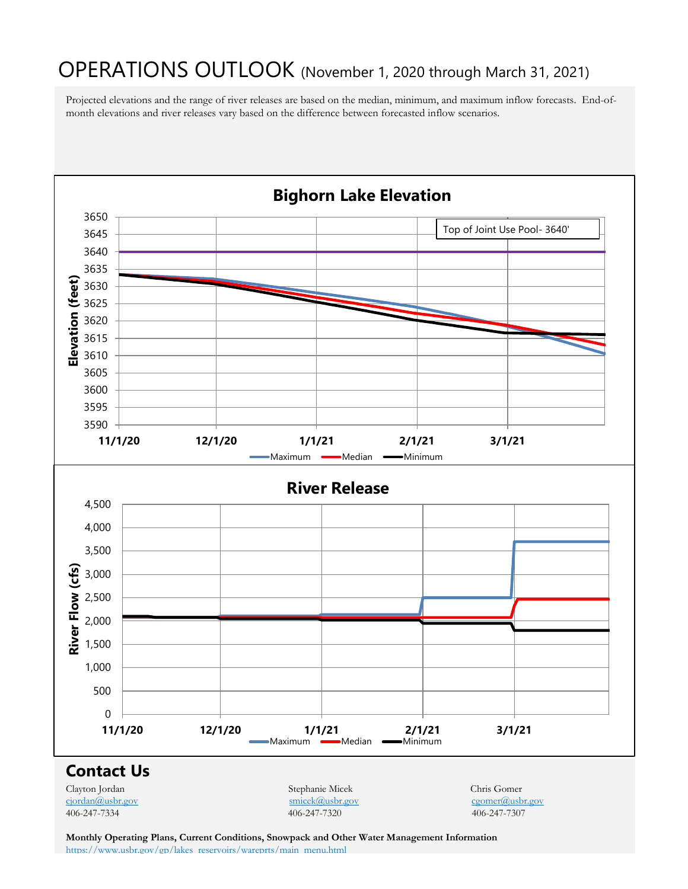# OPERATIONS OUTLOOK (November 1, 2020 through March 31, 2021)

Projected elevations and the range of river releases are based on the median, minimum, and maximum inflow forecasts. End-of-month elevations and river releases vary based on the difference between forecasted inflow scenarios.

**Bighorn Lake Elevation**

Top of Joint Use Pool- 3640'

Elevation (feet)

3650
3645
3640
3635
3630
3625
3620
3615
3610
3605
3600
3595
3590

11/1/20 12/1/20 1/1/21 2/1/21 3/1/21

Maximum Median Minimum

**River Release**

River Flow (cfs)

4,500
4,000
3,500
3,000
2,500
2,000
1,500
1,000
500
0

11/1/20 12/1/20 1/1/21 2/1/21 3/1/21

Maximum Median Minimum

## Contact Us

Clayton Jordan
cjordan@usbr.gov
406-247-7334

Stephanie Micek
smicek@usbr.gov
406-247-7320

Chris Gomer
cgomer@usbr.gov
406-247-7307

**Monthly Operating Plans, Current Conditions, Snowpack and Other Water Management Information**
https://www.usbr.gov/gp/lakes_reservoirs/wareprts/main_menu.html